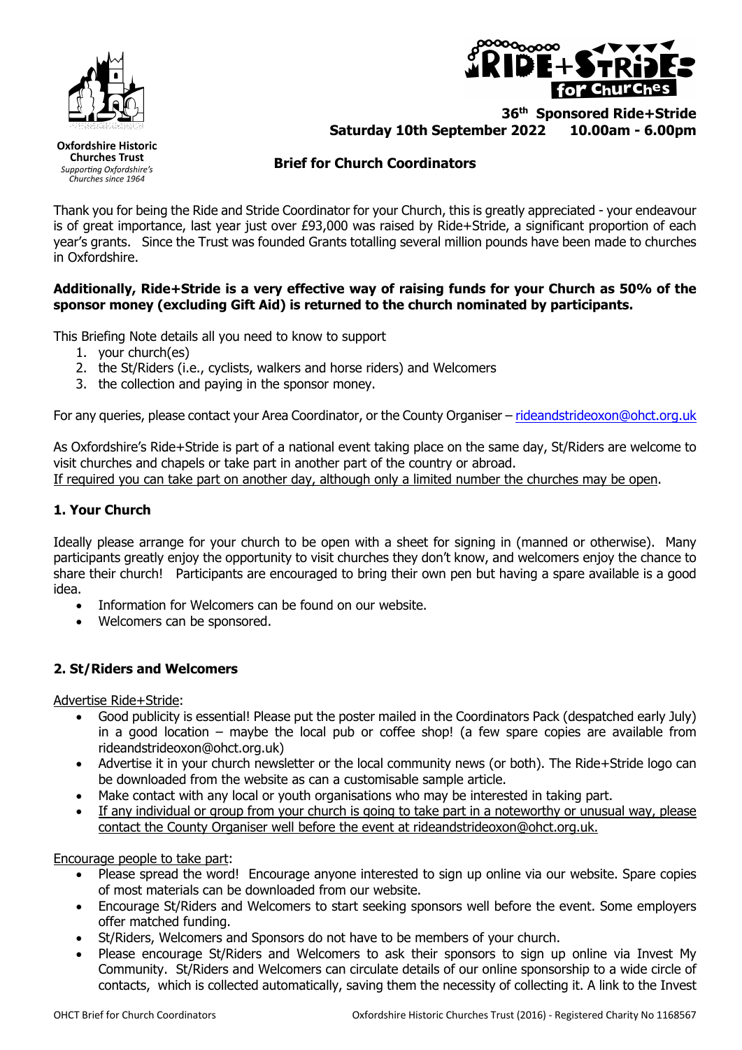**Oxfordshire Historic Churches Trust**
*Supporting Oxfordshire's Churches since 1964*

# 36th Sponsored Ride+Stride
**Saturday 10th September 2022 10.00am - 6.00pm**

## Brief for Church Coordinators

Thank you for being the Ride and Stride Coordinator for your Church, this is greatly appreciated - your endeavour is of great importance, last year just over £93,000 was raised by Ride+Stride, a significant proportion of each year's grants. Since the Trust was founded Grants totalling several million pounds have been made to churches in Oxfordshire.

**Additionally, Ride+Stride is a very effective way of raising funds for your Church as 50% of the sponsor money (excluding Gift Aid) is returned to the church nominated by participants.**

This Briefing Note details all you need to know to support

1. your church(es)
2. the St/Riders (i.e., cyclists, walkers and horse riders) and Welcomers
3. the collection and paying in the sponsor money.

For any queries, please contact your Area Coordinator, or the County Organiser – rideandstrideoxon@ohct.org.uk

As Oxfordshire's Ride+Stride is part of a national event taking place on the same day, St/Riders are welcome to visit churches and chapels or take part in another part of the country or abroad.
If required you can take part on another day, although only a limited number the churches may be open.

### 1. Your Church

Ideally please arrange for your church to be open with a sheet for signing in (manned or otherwise). Many participants greatly enjoy the opportunity to visit churches they don't know, and welcomers enjoy the chance to share their church! Participants are encouraged to bring their own pen but having a spare available is a good idea.

- Information for Welcomers can be found on our website.
- Welcomers can be sponsored.

### 2. St/Riders and Welcomers

Advertise Ride+Stride:

- Good publicity is essential! Please put the poster mailed in the Coordinators Pack (despatched early July) in a good location – maybe the local pub or coffee shop! (a few spare copies are available from rideandstrideoxon@ohct.org.uk)
- Advertise it in your church newsletter or the local community news (or both). The Ride+Stride logo can be downloaded from the website as can a customisable sample article.
- Make contact with any local or youth organisations who may be interested in taking part.
- If any individual or group from your church is going to take part in a noteworthy or unusual way, please contact the County Organiser well before the event at rideandstrideoxon@ohct.org.uk.

Encourage people to take part:

- Please spread the word! Encourage anyone interested to sign up online via our website. Spare copies of most materials can be downloaded from our website.
- Encourage St/Riders and Welcomers to start seeking sponsors well before the event. Some employers offer matched funding.
- St/Riders, Welcomers and Sponsors do not have to be members of your church.
- Please encourage St/Riders and Welcomers to ask their sponsors to sign up online via Invest My Community. St/Riders and Welcomers can circulate details of our online sponsorship to a wide circle of contacts, which is collected automatically, saving them the necessity of collecting it. A link to the Invest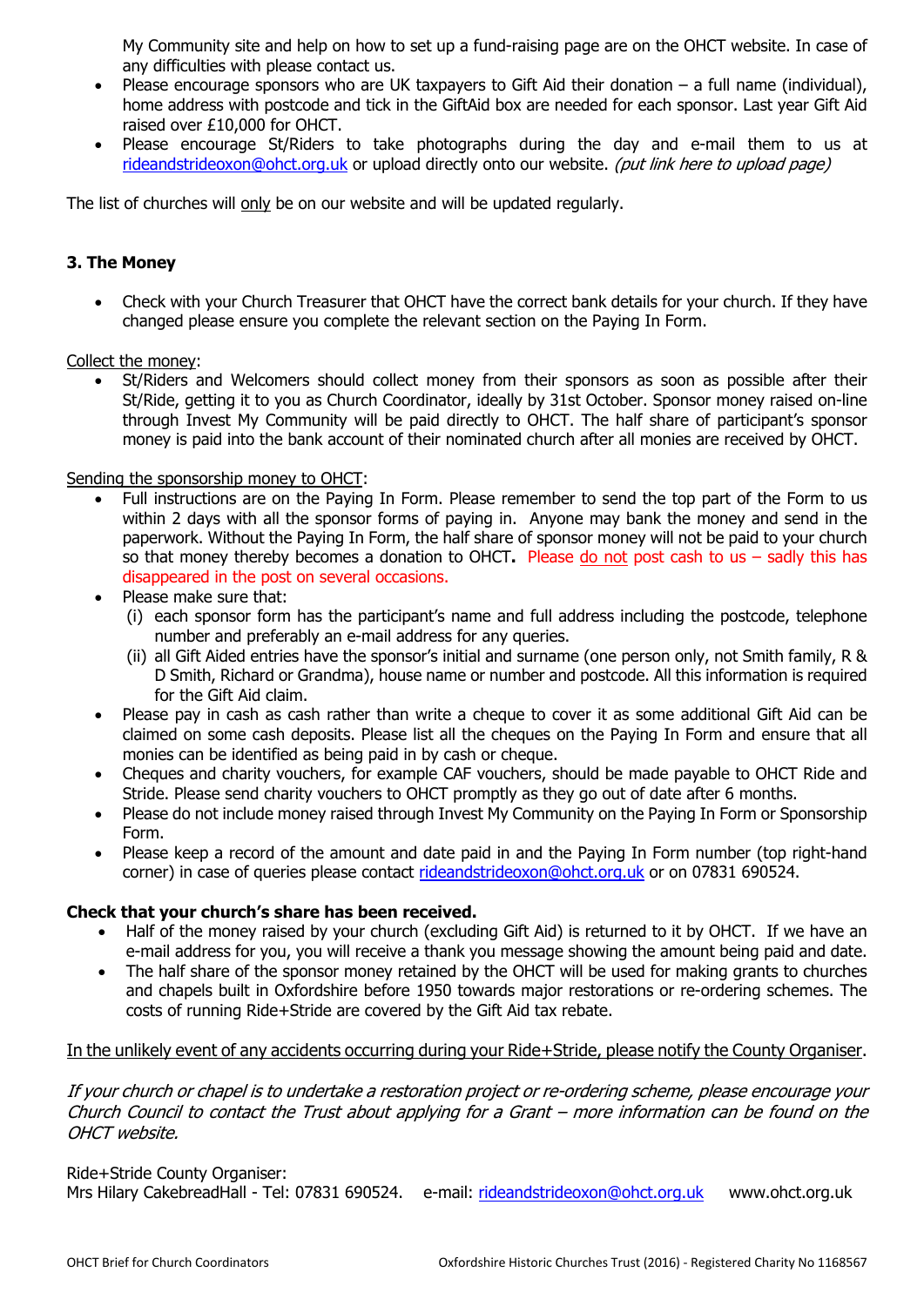My Community site and help on how to set up a fund-raising page are on the OHCT website. In case of any difficulties with please contact us.

- Please encourage sponsors who are UK taxpayers to Gift Aid their donation – a full name (individual), home address with postcode and tick in the GiftAid box are needed for each sponsor. Last year Gift Aid raised over £10,000 for OHCT.
- Please encourage St/Riders to take photographs during the day and e-mail them to us at rideandstrideoxon@ohct.org.uk or upload directly onto our website. *(put link here to upload page)*

The list of churches will <u>only</u> be on our website and will be updated regularly.

### 3. The Money

- Check with your Church Treasurer that OHCT have the correct bank details for your church. If they have changed please ensure you complete the relevant section on the Paying In Form.

<u>Collect the money</u>:

- St/Riders and Welcomers should collect money from their sponsors as soon as possible after their St/Ride, getting it to you as Church Coordinator, ideally by 31st October. Sponsor money raised on-line through Invest My Community will be paid directly to OHCT. The half share of participant's sponsor money is paid into the bank account of their nominated church after all monies are received by OHCT.

<u>Sending the sponsorship money to OHCT</u>:

- Full instructions are on the Paying In Form. Please remember to send the top part of the Form to us within 2 days with all the sponsor forms of paying in. Anyone may bank the money and send in the paperwork. Without the Paying In Form, the half share of sponsor money will not be paid to your church so that money thereby becomes a donation to OHCT**.** Please <u>do not</u> post cash to us – sadly this has disappeared in the post on several occasions.
- Please make sure that:
  - (i) each sponsor form has the participant's name and full address including the postcode, telephone number and preferably an e-mail address for any queries.
  - (ii) all Gift Aided entries have the sponsor's initial and surname (one person only, not Smith family, R & D Smith, Richard or Grandma), house name or number and postcode. All this information is required for the Gift Aid claim.
- Please pay in cash as cash rather than write a cheque to cover it as some additional Gift Aid can be claimed on some cash deposits. Please list all the cheques on the Paying In Form and ensure that all monies can be identified as being paid in by cash or cheque.
- Cheques and charity vouchers, for example CAF vouchers, should be made payable to OHCT Ride and Stride. Please send charity vouchers to OHCT promptly as they go out of date after 6 months.
- Please do not include money raised through Invest My Community on the Paying In Form or Sponsorship Form.
- Please keep a record of the amount and date paid in and the Paying In Form number (top right-hand corner) in case of queries please contact rideandstrideoxon@ohct.org.uk or on 07831 690524.

**Check that your church's share has been received.**

- Half of the money raised by your church (excluding Gift Aid) is returned to it by OHCT. If we have an e-mail address for you, you will receive a thank you message showing the amount being paid and date.
- The half share of the sponsor money retained by the OHCT will be used for making grants to churches and chapels built in Oxfordshire before 1950 towards major restorations or re-ordering schemes. The costs of running Ride+Stride are covered by the Gift Aid tax rebate.

<u>In the unlikely event of any accidents occurring during your Ride+Stride, please notify the County Organiser</u>.

*If your church or chapel is to undertake a restoration project or re-ordering scheme, please encourage your Church Council to contact the Trust about applying for a Grant – more information can be found on the OHCT website.*

Ride+Stride County Organiser:
Mrs Hilary CakebreadHall - Tel: 07831 690524. e-mail: rideandstrideoxon@ohct.org.uk www.ohct.org.uk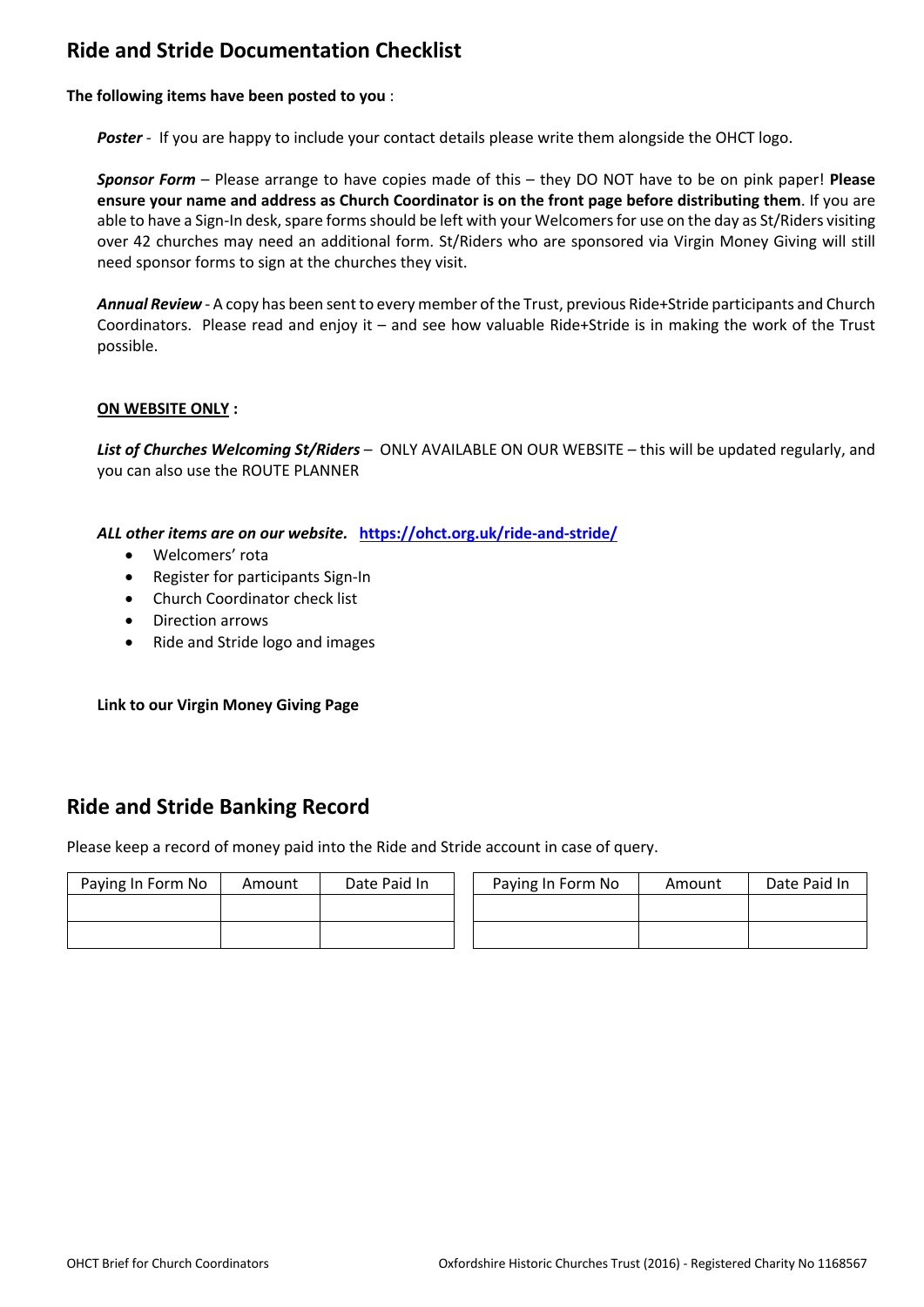## Ride and Stride Documentation Checklist

**The following items have been posted to you** :

***Poster*** - If you are happy to include your contact details please write them alongside the OHCT logo.

***Sponsor Form*** – Please arrange to have copies made of this – they DO NOT have to be on pink paper! **Please ensure your name and address as Church Coordinator is on the front page before distributing them**. If you are able to have a Sign-In desk, spare forms should be left with your Welcomers for use on the day as St/Riders visiting over 42 churches may need an additional form. St/Riders who are sponsored via Virgin Money Giving will still need sponsor forms to sign at the churches they visit.

***Annual Review*** - A copy has been sent to every member of the Trust, previous Ride+Stride participants and Church Coordinators. Please read and enjoy it – and see how valuable Ride+Stride is in making the work of the Trust possible.

**ON WEBSITE ONLY :**

***List of Churches Welcoming St/Riders*** – ONLY AVAILABLE ON OUR WEBSITE – this will be updated regularly, and you can also use the ROUTE PLANNER

***ALL other items are on our website.*** **https://ohct.org.uk/ride-and-stride/**

- Welcomers' rota
- Register for participants Sign-In
- Church Coordinator check list
- Direction arrows
- Ride and Stride logo and images

**Link to our Virgin Money Giving Page**

## Ride and Stride Banking Record

Please keep a record of money paid into the Ride and Stride account in case of query.

| Paying In Form No | Amount | Date Paid In |
|---|---|---|
| | | |
| | | |

| Paying In Form No | Amount | Date Paid In |
|---|---|---|
| | | |
| | | |